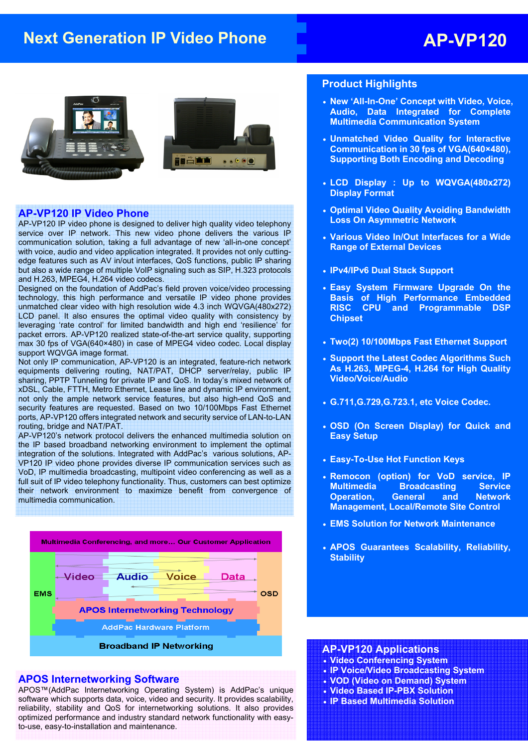# Next Generation IP Video Phone

# AP-VP120

## AP-VP120 IP Video Phone

AP-VP120 IP video phone is designed to deliver high quality video telephony service over IP network. This new video phone delivers the various IP communication solution, taking a full advantage of new 'all-in-one concept' with voice, audio and video application integrated. It provides not only cutting-edge features such as AV in/out interfaces, QoS functions, public IP sharing but also a wide range of multiple VoIP signaling such as SIP, H.323 protocols and H.263, MPEG4, H.264 video codecs.

Designed on the foundation of AddPac's field proven voice/video processing technology, this high performance and versatile IP video phone provides unmatched clear video with high resolution wide 4.3 inch WQVGA(480x272) LCD panel. It also ensures the optimal video quality with consistency by leveraging 'rate control' for limited bandwidth and high end 'resilience' for packet errors. AP-VP120 realized state-of-the-art service quality, supporting max 30 fps of VGA(640×480) in case of MPEG4 video codec. Local display support WQVGA image format.

Not only IP communication, AP-VP120 is an integrated, feature-rich network equipments delivering routing, NAT/PAT, DHCP server/relay, public IP sharing, PPTP Tunneling for private IP and QoS. In today's mixed network of xDSL, Cable, FTTH, Metro Ethernet, Lease line and dynamic IP environment, not only the ample network service features, but also high-end QoS and security features are requested. Based on two 10/100Mbps Fast Ethernet ports, AP-VP120 offers integrated network and security service of LAN-to-LAN routing, bridge and NAT/PAT.

AP-VP120's network protocol delivers the enhanced multimedia solution on the IP based broadband networking environment to implement the optimal integration of the solutions. Integrated with AddPac's various solutions, AP-VP120 IP video phone provides diverse IP communication services such as VoD, IP multimedia broadcasting, multipoint video conferencing as well as a full suit of IP video telephony functionality. Thus, customers can best optimize their network environment to maximize benefit from convergence of multimedia communication.

Multimedia Conferencing, and more… Our Customer Application

EMS | Video | Audio | Voice | Data | OSD

APOS Internetworking Technology

AddPac Hardware Platform

Broadband IP Networking

## APOS Internetworking Software

APOS™(AddPac Internetworking Operating System) is AddPac's unique software which supports data, voice, video and security. It provides scalability, reliability, stability and QoS for internetworking solutions. It also provides optimized performance and industry standard network functionality with easy-to-use, easy-to-installation and maintenance.

## Product Highlights

- New 'All-In-One' Concept with Video, Voice, Audio, Data Integrated for Complete Multimedia Communication System
- Unmatched Video Quality for Interactive Communication in 30 fps of VGA(640×480), Supporting Both Encoding and Decoding
- LCD Display : Up to WQVGA(480x272) Display Format
- Optimal Video Quality Avoiding Bandwidth Loss On Asymmetric Network
- Various Video In/Out Interfaces for a Wide Range of External Devices
- IPv4/IPv6 Dual Stack Support
- Easy System Firmware Upgrade On the Basis of High Performance Embedded RISC CPU and Programmable DSP Chipset
- Two(2) 10/100Mbps Fast Ethernet Support
- Support the Latest Codec Algorithms Such As H.263, MPEG-4, H.264 for High Quality Video/Voice/Audio
- G.711,G.729,G.723.1, etc Voice Codec.
- OSD (On Screen Display) for Quick and Easy Setup
- Easy-To-Use Hot Function Keys
- Remocon (option) for VoD service, IP Multimedia Broadcasting Service Operation, General and Network Management, Local/Remote Site Control
- EMS Solution for Network Maintenance
- APOS Guarantees Scalability, Reliability, Stability

## AP-VP120 Applications

- Video Conferencing System
- IP Voice/Video Broadcasting System
- VOD (Video on Demand) System
- Video Based IP-PBX Solution
- IP Based Multimedia Solution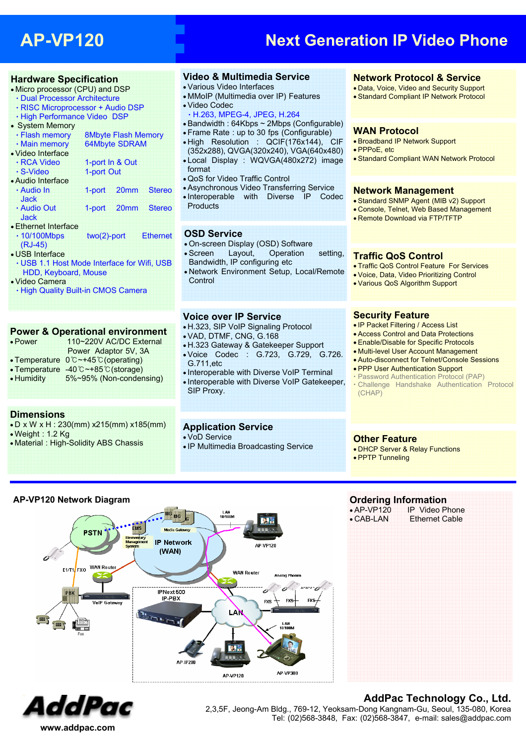# AP-VP120

# Next Generation IP Video Phone

## Hardware Specification

- Micro processor (CPU) and DSP
  - Dual Processor Architecture
  - RISC Microprocessor + Audio DSP
  - High Performance Video DSP
- System Memory
  - Flash memory: 8Mbyte Flash Memory
  - Main memory: 64Mbyte SDRAM
- Video Interface
  - RCA Video: 1-port In & Out
  - S-Video: 1-port Out
- Audio Interface
  - Audio In Jack: 1-port 20mm Stereo
  - Audio Out Jack: 1-port 20mm Stereo
- Ethernet Interface
  - 10/100Mbps (RJ-45): two(2)-port Ethernet
- USB Interface
  - USB 1.1 Host Mode Interface for Wifi, USB HDD, Keyboard, Mouse
- Video Camera
  - High Quality Built-in CMOS Camera

## Power & Operational environment

- Power: 110~220V AC/DC External Power Adaptor 5V, 3A
- Temperature: 0℃~+45℃(operating)
- Temperature: -40℃~+85℃(storage)
- Humidity: 5%~95% (Non-condensing)

## Dimensions

- D x W x H : 230(mm) x215(mm) x185(mm)
- Weight : 1.2 Kg
- Material : High-Solidity ABS Chassis

## Video & Multimedia Service

- Various Video Interfaces
- MMoIP (Multimedia over IP) Features
- Video Codec
  - H.263, MPEG-4, JPEG, H.264
- Bandwidth : 64Kbps ~ 2Mbps (Configurable)
- Frame Rate : up to 30 fps (Configurable)
- High Resolution : QCIF(176x144), CIF (352x288), QVGA(320x240), VGA(640x480)
- Local Display : WQVGA(480x272) image format
- QoS for Video Traffic Control
- Asynchronous Video Transferring Service
- Interoperable with Diverse IP Codec Products

## OSD Service

- On-screen Display (OSD) Software
- Screen Layout, Operation setting, Bandwidth, IP configuring etc
- Network Environment Setup, Local/Remote Control

## Voice over IP Service

- H.323, SIP VoIP Signaling Protocol
- VAD, DTMF, CNG, G.168
- H.323 Gateway & Gatekeeper Support
- Voice Codec : G.723, G.729, G.726. G.711,etc
- Interoperable with Diverse VoIP Terminal
- Interoperable with Diverse VoIP Gatekeeper, SIP Proxy.

## Application Service

- VoD Service
- IP Multimedia Broadcasting Service

## Network Protocol & Service

- Data, Voice, Video and Security Support
- Standard Compliant IP Network Protocol

## WAN Protocol

- Broadband IP Network Support
- PPPoE, etc
- Standard Compliant WAN Network Protocol

## Network Management

- Standard SNMP Agent (MIB v2) Support
- Console, Telnet, Web Based Management
- Remote Download via FTP/TFTP

## Traffic QoS Control

- Traffic QoS Control Feature For Services
- Voice, Data, Video Prioritizing Control
- Various QoS Algorithm Support

## Security Feature

- IP Packet Filtering / Access List
- Access Control and Data Protections
- Enable/Disable for Specific Protocols
- Multi-level User Account Management
- Auto-disconnect for Telnet/Console Sessions
- PPP User Authentication Support
  - Password Authentication Protocol (PAP)
  - Challenge Handshake Authentication Protocol (CHAP)

## Other Feature

- DHCP Server & Relay Functions
- PPTP Tunneling

## AP-VP120 Network Diagram

PSTN
MG
EMS
Media Gateway
Elementary Management System
IP Network (WAN)
LAN 10/100M
AP-VP120
E1/T1, FXO
WAN Router
PBX
VoIP Gateway
WAN Router
Analog Phones
IPNext 500 IP-PBX
LAN
FXS
FXS
FXS
LAN 10/100M
Fax
AP-IP200
AP-VP120
AP-VP300

## Ordering Information

- AP-VP120: IP Video Phone
- CAB-LAN: Ethernet Cable

AddPac

www.addpac.com

**AddPac Technology Co., Ltd.**
2,3,5F, Jeong-Am Bldg., 769-12, Yeoksam-Dong Kangnam-Gu, Seoul, 135-080, Korea
Tel: (02)568-3848, Fax: (02)568-3847, e-mail: sales@addpac.com